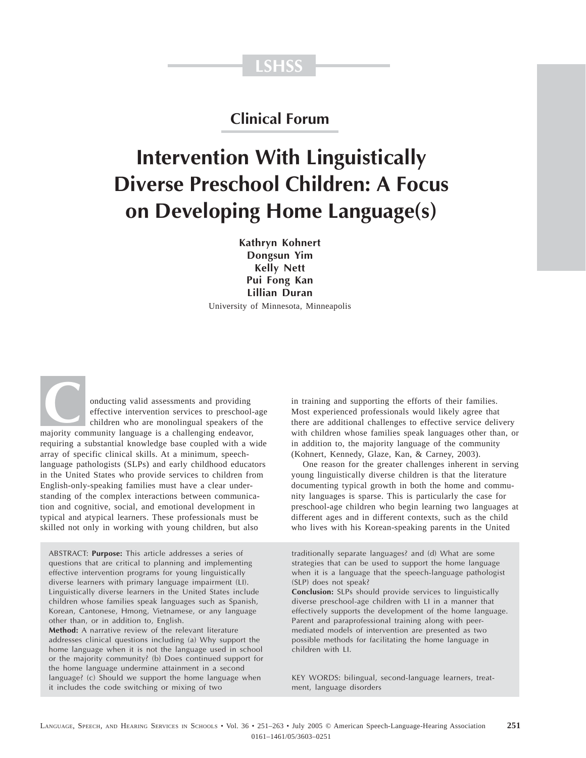## Clinical Forum

# Intervention With Linguistically Diverse Preschool Children: A Focus on Developing Home Language(s)

**Kathryn Kohnert**
**Dongsun Yim**
**Kelly Nett**
**Pui Fong Kan**
**Lillian Duran**

University of Minnesota, Minneapolis

Conducting valid assessments and providing effective intervention services to preschool-age children who are monolingual speakers of the majority community language is a challenging endeavor, requiring a substantial knowledge base coupled with a wide array of specific clinical skills. At a minimum, speech-language pathologists (SLPs) and early childhood educators in the United States who provide services to children from English-only-speaking families must have a clear understanding of the complex interactions between communication and cognitive, social, and emotional development in typical and atypical learners. These professionals must be skilled not only in working with young children, but also in training and supporting the efforts of their families. Most experienced professionals would likely agree that there are additional challenges to effective service delivery with children whose families speak languages other than, or in addition to, the majority language of the community (Kohnert, Kennedy, Glaze, Kan, & Carney, 2003).

One reason for the greater challenges inherent in serving young linguistically diverse children is that the literature documenting typical growth in both the home and community languages is sparse. This is particularly the case for preschool-age children who begin learning two languages at different ages and in different contexts, such as the child who lives with his Korean-speaking parents in the United

ABSTRACT: **Purpose:** This article addresses a series of questions that are critical to planning and implementing effective intervention programs for young linguistically diverse learners with primary language impairment (LI). Linguistically diverse learners in the United States include children whose families speak languages such as Spanish, Korean, Cantonese, Hmong, Vietnamese, or any language other than, or in addition to, English.
**Method:** A narrative review of the relevant literature addresses clinical questions including (a) Why support the home language when it is not the language used in school or the majority community? (b) Does continued support for the home language undermine attainment in a second language? (c) Should we support the home language when it includes the code switching or mixing of two traditionally separate languages? and (d) What are some strategies that can be used to support the home language when it is a language that the speech-language pathologist (SLP) does not speak?
**Conclusion:** SLPs should provide services to linguistically diverse preschool-age children with LI in a manner that effectively supports the development of the home language. Parent and paraprofessional training along with peer-mediated models of intervention are presented as two possible methods for facilitating the home language in children with LI.

KEY WORDS: bilingual, second-language learners, treatment, language disorders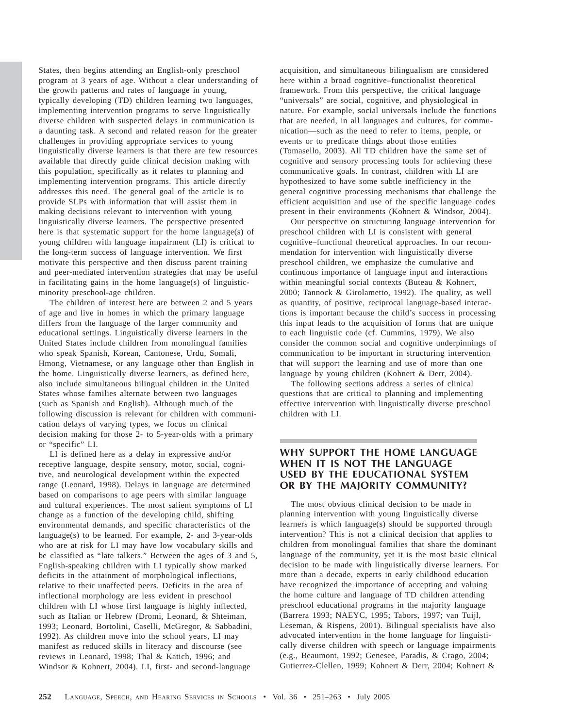States, then begins attending an English-only preschool program at 3 years of age. Without a clear understanding of the growth patterns and rates of language in young, typically developing (TD) children learning two languages, implementing intervention programs to serve linguistically diverse children with suspected delays in communication is a daunting task. A second and related reason for the greater challenges in providing appropriate services to young linguistically diverse learners is that there are few resources available that directly guide clinical decision making with this population, specifically as it relates to planning and implementing intervention programs. This article directly addresses this need. The general goal of the article is to provide SLPs with information that will assist them in making decisions relevant to intervention with young linguistically diverse learners. The perspective presented here is that systematic support for the home language(s) of young children with language impairment (LI) is critical to the long-term success of language intervention. We first motivate this perspective and then discuss parent training and peer-mediated intervention strategies that may be useful in facilitating gains in the home language(s) of linguistic-minority preschool-age children.

The children of interest here are between 2 and 5 years of age and live in homes in which the primary language differs from the language of the larger community and educational settings. Linguistically diverse learners in the United States include children from monolingual families who speak Spanish, Korean, Cantonese, Urdu, Somali, Hmong, Vietnamese, or any language other than English in the home. Linguistically diverse learners, as defined here, also include simultaneous bilingual children in the United States whose families alternate between two languages (such as Spanish and English). Although much of the following discussion is relevant for children with communication delays of varying types, we focus on clinical decision making for those 2- to 5-year-olds with a primary or "specific" LI.

LI is defined here as a delay in expressive and/or receptive language, despite sensory, motor, social, cognitive, and neurological development within the expected range (Leonard, 1998). Delays in language are determined based on comparisons to age peers with similar language and cultural experiences. The most salient symptoms of LI change as a function of the developing child, shifting environmental demands, and specific characteristics of the language(s) to be learned. For example, 2- and 3-year-olds who are at risk for LI may have low vocabulary skills and be classified as "late talkers." Between the ages of 3 and 5, English-speaking children with LI typically show marked deficits in the attainment of morphological inflections, relative to their unaffected peers. Deficits in the area of inflectional morphology are less evident in preschool children with LI whose first language is highly inflected, such as Italian or Hebrew (Dromi, Leonard, & Shteiman, 1993; Leonard, Bortolini, Caselli, McGregor, & Sabbadini, 1992). As children move into the school years, LI may manifest as reduced skills in literacy and discourse (see reviews in Leonard, 1998; Thal & Katich, 1996; and Windsor & Kohnert, 2004). LI, first- and second-language acquisition, and simultaneous bilingualism are considered here within a broad cognitive–functionalist theoretical framework. From this perspective, the critical language "universals" are social, cognitive, and physiological in nature. For example, social universals include the functions that are needed, in all languages and cultures, for communication—such as the need to refer to items, people, or events or to predicate things about those entities (Tomasello, 2003). All TD children have the same set of cognitive and sensory processing tools for achieving these communicative goals. In contrast, children with LI are hypothesized to have some subtle inefficiency in the general cognitive processing mechanisms that challenge the efficient acquisition and use of the specific language codes present in their environments (Kohnert & Windsor, 2004).

Our perspective on structuring language intervention for preschool children with LI is consistent with general cognitive–functional theoretical approaches. In our recommendation for intervention with linguistically diverse preschool children, we emphasize the cumulative and continuous importance of language input and interactions within meaningful social contexts (Buteau & Kohnert, 2000; Tannock & Girolametto, 1992). The quality, as well as quantity, of positive, reciprocal language-based interactions is important because the child's success in processing this input leads to the acquisition of forms that are unique to each linguistic code (cf. Cummins, 1979). We also consider the common social and cognitive underpinnings of communication to be important in structuring intervention that will support the learning and use of more than one language by young children (Kohnert & Derr, 2004).

The following sections address a series of clinical questions that are critical to planning and implementing effective intervention with linguistically diverse preschool children with LI.

## WHY SUPPORT THE HOME LANGUAGE WHEN IT IS NOT THE LANGUAGE USED BY THE EDUCATIONAL SYSTEM OR BY THE MAJORITY COMMUNITY?

The most obvious clinical decision to be made in planning intervention with young linguistically diverse learners is which language(s) should be supported through intervention? This is not a clinical decision that applies to children from monolingual families that share the dominant language of the community, yet it is the most basic clinical decision to be made with linguistically diverse learners. For more than a decade, experts in early childhood education have recognized the importance of accepting and valuing the home culture and language of TD children attending preschool educational programs in the majority language (Barrera 1993; NAEYC, 1995; Tabors, 1997; van Tuijl, Leseman, & Rispens, 2001). Bilingual specialists have also advocated intervention in the home language for linguistically diverse children with speech or language impairments (e.g., Beaumont, 1992; Genesee, Paradis, & Crago, 2004; Gutierrez-Clellen, 1999; Kohnert & Derr, 2004; Kohnert &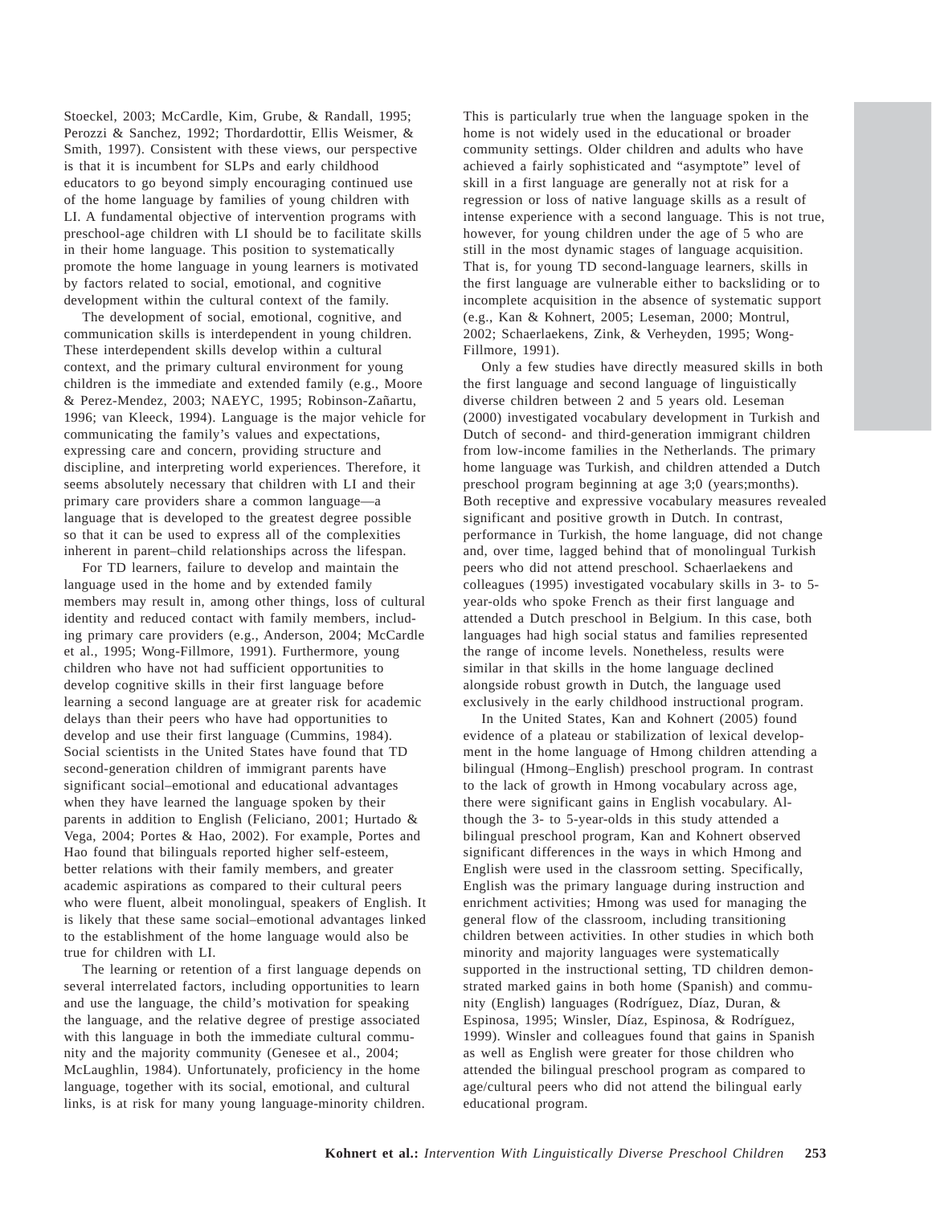Stoeckel, 2003; McCardle, Kim, Grube, & Randall, 1995; Perozzi & Sanchez, 1992; Thordardottir, Ellis Weismer, & Smith, 1997). Consistent with these views, our perspective is that it is incumbent for SLPs and early childhood educators to go beyond simply encouraging continued use of the home language by families of young children with LI. A fundamental objective of intervention programs with preschool-age children with LI should be to facilitate skills in their home language. This position to systematically promote the home language in young learners is motivated by factors related to social, emotional, and cognitive development within the cultural context of the family.

The development of social, emotional, cognitive, and communication skills is interdependent in young children. These interdependent skills develop within a cultural context, and the primary cultural environment for young children is the immediate and extended family (e.g., Moore & Perez-Mendez, 2003; NAEYC, 1995; Robinson-Zañartu, 1996; van Kleeck, 1994). Language is the major vehicle for communicating the family's values and expectations, expressing care and concern, providing structure and discipline, and interpreting world experiences. Therefore, it seems absolutely necessary that children with LI and their primary care providers share a common language—a language that is developed to the greatest degree possible so that it can be used to express all of the complexities inherent in parent–child relationships across the lifespan.

For TD learners, failure to develop and maintain the language used in the home and by extended family members may result in, among other things, loss of cultural identity and reduced contact with family members, including primary care providers (e.g., Anderson, 2004; McCardle et al., 1995; Wong-Fillmore, 1991). Furthermore, young children who have not had sufficient opportunities to develop cognitive skills in their first language before learning a second language are at greater risk for academic delays than their peers who have had opportunities to develop and use their first language (Cummins, 1984). Social scientists in the United States have found that TD second-generation children of immigrant parents have significant social–emotional and educational advantages when they have learned the language spoken by their parents in addition to English (Feliciano, 2001; Hurtado & Vega, 2004; Portes & Hao, 2002). For example, Portes and Hao found that bilinguals reported higher self-esteem, better relations with their family members, and greater academic aspirations as compared to their cultural peers who were fluent, albeit monolingual, speakers of English. It is likely that these same social–emotional advantages linked to the establishment of the home language would also be true for children with LI.

The learning or retention of a first language depends on several interrelated factors, including opportunities to learn and use the language, the child's motivation for speaking the language, and the relative degree of prestige associated with this language in both the immediate cultural community and the majority community (Genesee et al., 2004; McLaughlin, 1984). Unfortunately, proficiency in the home language, together with its social, emotional, and cultural links, is at risk for many young language-minority children. This is particularly true when the language spoken in the home is not widely used in the educational or broader community settings. Older children and adults who have achieved a fairly sophisticated and "asymptote" level of skill in a first language are generally not at risk for a regression or loss of native language skills as a result of intense experience with a second language. This is not true, however, for young children under the age of 5 who are still in the most dynamic stages of language acquisition. That is, for young TD second-language learners, skills in the first language are vulnerable either to backsliding or to incomplete acquisition in the absence of systematic support (e.g., Kan & Kohnert, 2005; Leseman, 2000; Montrul, 2002; Schaerlaekens, Zink, & Verheyden, 1995; Wong-Fillmore, 1991).

Only a few studies have directly measured skills in both the first language and second language of linguistically diverse children between 2 and 5 years old. Leseman (2000) investigated vocabulary development in Turkish and Dutch of second- and third-generation immigrant children from low-income families in the Netherlands. The primary home language was Turkish, and children attended a Dutch preschool program beginning at age 3;0 (years;months). Both receptive and expressive vocabulary measures revealed significant and positive growth in Dutch. In contrast, performance in Turkish, the home language, did not change and, over time, lagged behind that of monolingual Turkish peers who did not attend preschool. Schaerlaekens and colleagues (1995) investigated vocabulary skills in 3- to 5-year-olds who spoke French as their first language and attended a Dutch preschool in Belgium. In this case, both languages had high social status and families represented the range of income levels. Nonetheless, results were similar in that skills in the home language declined alongside robust growth in Dutch, the language used exclusively in the early childhood instructional program.

In the United States, Kan and Kohnert (2005) found evidence of a plateau or stabilization of lexical development in the home language of Hmong children attending a bilingual (Hmong–English) preschool program. In contrast to the lack of growth in Hmong vocabulary across age, there were significant gains in English vocabulary. Although the 3- to 5-year-olds in this study attended a bilingual preschool program, Kan and Kohnert observed significant differences in the ways in which Hmong and English were used in the classroom setting. Specifically, English was the primary language during instruction and enrichment activities; Hmong was used for managing the general flow of the classroom, including transitioning children between activities. In other studies in which both minority and majority languages were systematically supported in the instructional setting, TD children demonstrated marked gains in both home (Spanish) and community (English) languages (Rodríguez, Díaz, Duran, & Espinosa, 1995; Winsler, Díaz, Espinosa, & Rodríguez, 1999). Winsler and colleagues found that gains in Spanish as well as English were greater for those children who attended the bilingual preschool program as compared to age/cultural peers who did not attend the bilingual early educational program.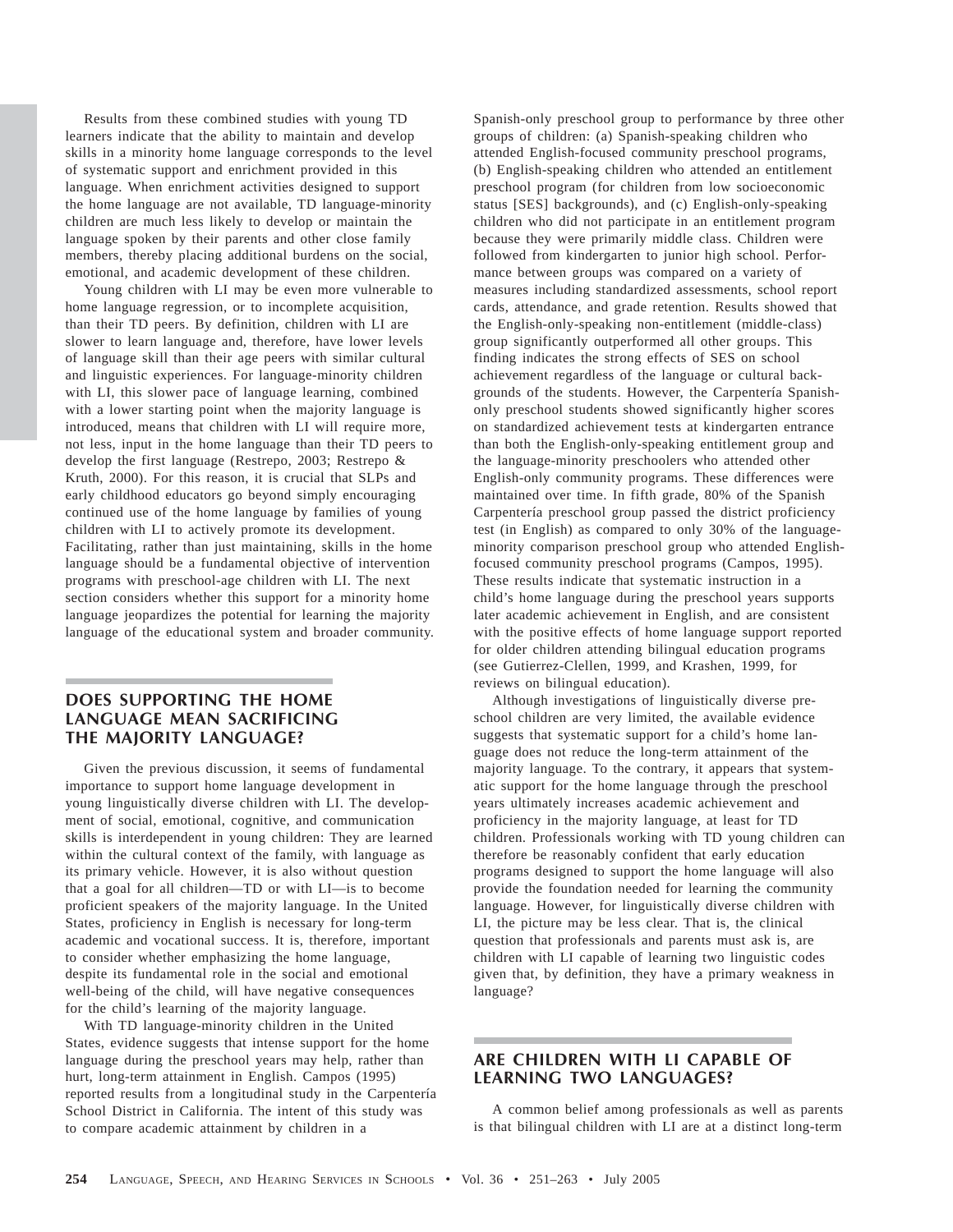Results from these combined studies with young TD learners indicate that the ability to maintain and develop skills in a minority home language corresponds to the level of systematic support and enrichment provided in this language. When enrichment activities designed to support the home language are not available, TD language-minority children are much less likely to develop or maintain the language spoken by their parents and other close family members, thereby placing additional burdens on the social, emotional, and academic development of these children.

Young children with LI may be even more vulnerable to home language regression, or to incomplete acquisition, than their TD peers. By definition, children with LI are slower to learn language and, therefore, have lower levels of language skill than their age peers with similar cultural and linguistic experiences. For language-minority children with LI, this slower pace of language learning, combined with a lower starting point when the majority language is introduced, means that children with LI will require more, not less, input in the home language than their TD peers to develop the first language (Restrepo, 2003; Restrepo & Kruth, 2000). For this reason, it is crucial that SLPs and early childhood educators go beyond simply encouraging continued use of the home language by families of young children with LI to actively promote its development. Facilitating, rather than just maintaining, skills in the home language should be a fundamental objective of intervention programs with preschool-age children with LI. The next section considers whether this support for a minority home language jeopardizes the potential for learning the majority language of the educational system and broader community.

## DOES SUPPORTING THE HOME LANGUAGE MEAN SACRIFICING THE MAJORITY LANGUAGE?

Given the previous discussion, it seems of fundamental importance to support home language development in young linguistically diverse children with LI. The development of social, emotional, cognitive, and communication skills is interdependent in young children: They are learned within the cultural context of the family, with language as its primary vehicle. However, it is also without question that a goal for all children—TD or with LI—is to become proficient speakers of the majority language. In the United States, proficiency in English is necessary for long-term academic and vocational success. It is, therefore, important to consider whether emphasizing the home language, despite its fundamental role in the social and emotional well-being of the child, will have negative consequences for the child's learning of the majority language.

With TD language-minority children in the United States, evidence suggests that intense support for the home language during the preschool years may help, rather than hurt, long-term attainment in English. Campos (1995) reported results from a longitudinal study in the Carpentería School District in California. The intent of this study was to compare academic attainment by children in a Spanish-only preschool group to performance by three other groups of children: (a) Spanish-speaking children who attended English-focused community preschool programs, (b) English-speaking children who attended an entitlement preschool program (for children from low socioeconomic status [SES] backgrounds), and (c) English-only-speaking children who did not participate in an entitlement program because they were primarily middle class. Children were followed from kindergarten to junior high school. Performance between groups was compared on a variety of measures including standardized assessments, school report cards, attendance, and grade retention. Results showed that the English-only-speaking non-entitlement (middle-class) group significantly outperformed all other groups. This finding indicates the strong effects of SES on school achievement regardless of the language or cultural backgrounds of the students. However, the Carpentería Spanish-only preschool students showed significantly higher scores on standardized achievement tests at kindergarten entrance than both the English-only-speaking entitlement group and the language-minority preschoolers who attended other English-only community programs. These differences were maintained over time. In fifth grade, 80% of the Spanish Carpentería preschool group passed the district proficiency test (in English) as compared to only 30% of the language-minority comparison preschool group who attended English-focused community preschool programs (Campos, 1995). These results indicate that systematic instruction in a child's home language during the preschool years supports later academic achievement in English, and are consistent with the positive effects of home language support reported for older children attending bilingual education programs (see Gutierrez-Clellen, 1999, and Krashen, 1999, for reviews on bilingual education).

Although investigations of linguistically diverse preschool children are very limited, the available evidence suggests that systematic support for a child's home language does not reduce the long-term attainment of the majority language. To the contrary, it appears that systematic support for the home language through the preschool years ultimately increases academic achievement and proficiency in the majority language, at least for TD children. Professionals working with TD young children can therefore be reasonably confident that early education programs designed to support the home language will also provide the foundation needed for learning the community language. However, for linguistically diverse children with LI, the picture may be less clear. That is, the clinical question that professionals and parents must ask is, are children with LI capable of learning two linguistic codes given that, by definition, they have a primary weakness in language?

## ARE CHILDREN WITH LI CAPABLE OF LEARNING TWO LANGUAGES?

A common belief among professionals as well as parents is that bilingual children with LI are at a distinct long-term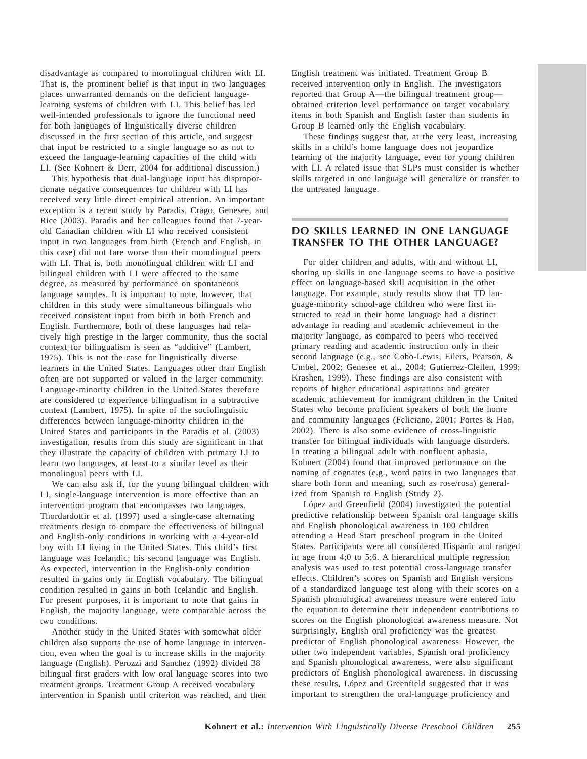disadvantage as compared to monolingual children with LI. That is, the prominent belief is that input in two languages places unwarranted demands on the deficient language-learning systems of children with LI. This belief has led well-intended professionals to ignore the functional need for both languages of linguistically diverse children discussed in the first section of this article, and suggest that input be restricted to a single language so as not to exceed the language-learning capacities of the child with LI. (See Kohnert & Derr, 2004 for additional discussion.)

This hypothesis that dual-language input has disproportionate negative consequences for children with LI has received very little direct empirical attention. An important exception is a recent study by Paradis, Crago, Genesee, and Rice (2003). Paradis and her colleagues found that 7-year-old Canadian children with LI who received consistent input in two languages from birth (French and English, in this case) did not fare worse than their monolingual peers with LI. That is, both monolingual children with LI and bilingual children with LI were affected to the same degree, as measured by performance on spontaneous language samples. It is important to note, however, that children in this study were simultaneous bilinguals who received consistent input from birth in both French and English. Furthermore, both of these languages had relatively high prestige in the larger community, thus the social context for bilingualism is seen as "additive" (Lambert, 1975). This is not the case for linguistically diverse learners in the United States. Languages other than English often are not supported or valued in the larger community. Language-minority children in the United States therefore are considered to experience bilingualism in a subtractive context (Lambert, 1975). In spite of the sociolinguistic differences between language-minority children in the United States and participants in the Paradis et al. (2003) investigation, results from this study are significant in that they illustrate the capacity of children with primary LI to learn two languages, at least to a similar level as their monolingual peers with LI.

We can also ask if, for the young bilingual children with LI, single-language intervention is more effective than an intervention program that encompasses two languages. Thordardottir et al. (1997) used a single-case alternating treatments design to compare the effectiveness of bilingual and English-only conditions in working with a 4-year-old boy with LI living in the United States. This child's first language was Icelandic; his second language was English. As expected, intervention in the English-only condition resulted in gains only in English vocabulary. The bilingual condition resulted in gains in both Icelandic and English. For present purposes, it is important to note that gains in English, the majority language, were comparable across the two conditions.

Another study in the United States with somewhat older children also supports the use of home language in intervention, even when the goal is to increase skills in the majority language (English). Perozzi and Sanchez (1992) divided 38 bilingual first graders with low oral language scores into two treatment groups. Treatment Group A received vocabulary intervention in Spanish until criterion was reached, and then English treatment was initiated. Treatment Group B received intervention only in English. The investigators reported that Group A—the bilingual treatment group—obtained criterion level performance on target vocabulary items in both Spanish and English faster than students in Group B learned only the English vocabulary.

These findings suggest that, at the very least, increasing skills in a child's home language does not jeopardize learning of the majority language, even for young children with LI. A related issue that SLPs must consider is whether skills targeted in one language will generalize or transfer to the untreated language.

## DO SKILLS LEARNED IN ONE LANGUAGE TRANSFER TO THE OTHER LANGUAGE?

For older children and adults, with and without LI, shoring up skills in one language seems to have a positive effect on language-based skill acquisition in the other language. For example, study results show that TD language-minority school-age children who were first instructed to read in their home language had a distinct advantage in reading and academic achievement in the majority language, as compared to peers who received primary reading and academic instruction only in their second language (e.g., see Cobo-Lewis, Eilers, Pearson, & Umbel, 2002; Genesee et al., 2004; Gutierrez-Clellen, 1999; Krashen, 1999). These findings are also consistent with reports of higher educational aspirations and greater academic achievement for immigrant children in the United States who become proficient speakers of both the home and community languages (Feliciano, 2001; Portes & Hao, 2002). There is also some evidence of cross-linguistic transfer for bilingual individuals with language disorders. In treating a bilingual adult with nonfluent aphasia, Kohnert (2004) found that improved performance on the naming of cognates (e.g., word pairs in two languages that share both form and meaning, such as rose/rosa) generalized from Spanish to English (Study 2).

López and Greenfield (2004) investigated the potential predictive relationship between Spanish oral language skills and English phonological awareness in 100 children attending a Head Start preschool program in the United States. Participants were all considered Hispanic and ranged in age from 4;0 to 5;6. A hierarchical multiple regression analysis was used to test potential cross-language transfer effects. Children's scores on Spanish and English versions of a standardized language test along with their scores on a Spanish phonological awareness measure were entered into the equation to determine their independent contributions to scores on the English phonological awareness measure. Not surprisingly, English oral proficiency was the greatest predictor of English phonological awareness. However, the other two independent variables, Spanish oral proficiency and Spanish phonological awareness, were also significant predictors of English phonological awareness. In discussing these results, López and Greenfield suggested that it was important to strengthen the oral-language proficiency and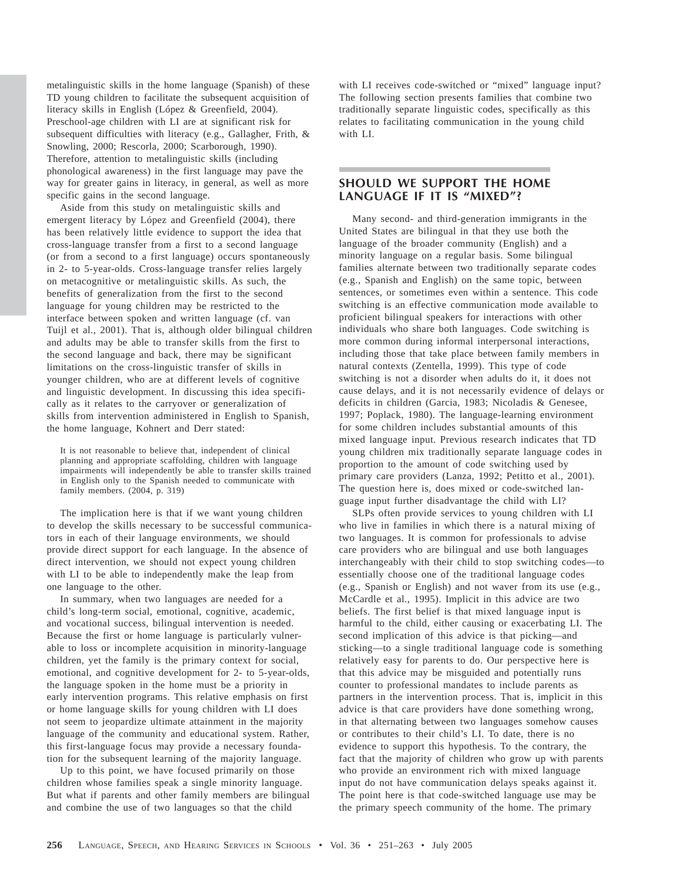metalinguistic skills in the home language (Spanish) of these TD young children to facilitate the subsequent acquisition of literacy skills in English (López & Greenfield, 2004). Preschool-age children with LI are at significant risk for subsequent difficulties with literacy (e.g., Gallagher, Frith, & Snowling, 2000; Rescorla, 2000; Scarborough, 1990). Therefore, attention to metalinguistic skills (including phonological awareness) in the first language may pave the way for greater gains in literacy, in general, as well as more specific gains in the second language.

Aside from this study on metalinguistic skills and emergent literacy by López and Greenfield (2004), there has been relatively little evidence to support the idea that cross-language transfer from a first to a second language (or from a second to a first language) occurs spontaneously in 2- to 5-year-olds. Cross-language transfer relies largely on metacognitive or metalinguistic skills. As such, the benefits of generalization from the first to the second language for young children may be restricted to the interface between spoken and written language (cf. van Tuijl et al., 2001). That is, although older bilingual children and adults may be able to transfer skills from the first to the second language and back, there may be significant limitations on the cross-linguistic transfer of skills in younger children, who are at different levels of cognitive and linguistic development. In discussing this idea specifically as it relates to the carryover or generalization of skills from intervention administered in English to Spanish, the home language, Kohnert and Derr stated:

> It is not reasonable to believe that, independent of clinical planning and appropriate scaffolding, children with language impairments will independently be able to transfer skills trained in English only to the Spanish needed to communicate with family members. (2004, p. 319)

The implication here is that if we want young children to develop the skills necessary to be successful communicators in each of their language environments, we should provide direct support for each language. In the absence of direct intervention, we should not expect young children with LI to be able to independently make the leap from one language to the other.

In summary, when two languages are needed for a child's long-term social, emotional, cognitive, academic, and vocational success, bilingual intervention is needed. Because the first or home language is particularly vulnerable to loss or incomplete acquisition in minority-language children, yet the family is the primary context for social, emotional, and cognitive development for 2- to 5-year-olds, the language spoken in the home must be a priority in early intervention programs. This relative emphasis on first or home language skills for young children with LI does not seem to jeopardize ultimate attainment in the majority language of the community and educational system. Rather, this first-language focus may provide a necessary foundation for the subsequent learning of the majority language.

Up to this point, we have focused primarily on those children whose families speak a single minority language. But what if parents and other family members are bilingual and combine the use of two languages so that the child with LI receives code-switched or "mixed" language input? The following section presents families that combine two traditionally separate linguistic codes, specifically as this relates to facilitating communication in the young child with LI.

## SHOULD WE SUPPORT THE HOME LANGUAGE IF IT IS "MIXED"?

Many second- and third-generation immigrants in the United States are bilingual in that they use both the language of the broader community (English) and a minority language on a regular basis. Some bilingual families alternate between two traditionally separate codes (e.g., Spanish and English) on the same topic, between sentences, or sometimes even within a sentence. This code switching is an effective communication mode available to proficient bilingual speakers for interactions with other individuals who share both languages. Code switching is more common during informal interpersonal interactions, including those that take place between family members in natural contexts (Zentella, 1999). This type of code switching is not a disorder when adults do it, it does not cause delays, and it is not necessarily evidence of delays or deficits in children (Garcia, 1983; Nicoladis & Genesee, 1997; Poplack, 1980). The language-learning environment for some children includes substantial amounts of this mixed language input. Previous research indicates that TD young children mix traditionally separate language codes in proportion to the amount of code switching used by primary care providers (Lanza, 1992; Petitto et al., 2001). The question here is, does mixed or code-switched language input further disadvantage the child with LI?

SLPs often provide services to young children with LI who live in families in which there is a natural mixing of two languages. It is common for professionals to advise care providers who are bilingual and use both languages interchangeably with their child to stop switching codes—to essentially choose one of the traditional language codes (e.g., Spanish or English) and not waver from its use (e.g., McCardle et al., 1995). Implicit in this advice are two beliefs. The first belief is that mixed language input is harmful to the child, either causing or exacerbating LI. The second implication of this advice is that picking—and sticking—to a single traditional language code is something relatively easy for parents to do. Our perspective here is that this advice may be misguided and potentially runs counter to professional mandates to include parents as partners in the intervention process. That is, implicit in this advice is that care providers have done something wrong, in that alternating between two languages somehow causes or contributes to their child's LI. To date, there is no evidence to support this hypothesis. To the contrary, the fact that the majority of children who grow up with parents who provide an environment rich with mixed language input do not have communication delays speaks against it. The point here is that code-switched language use may be the primary speech community of the home. The primary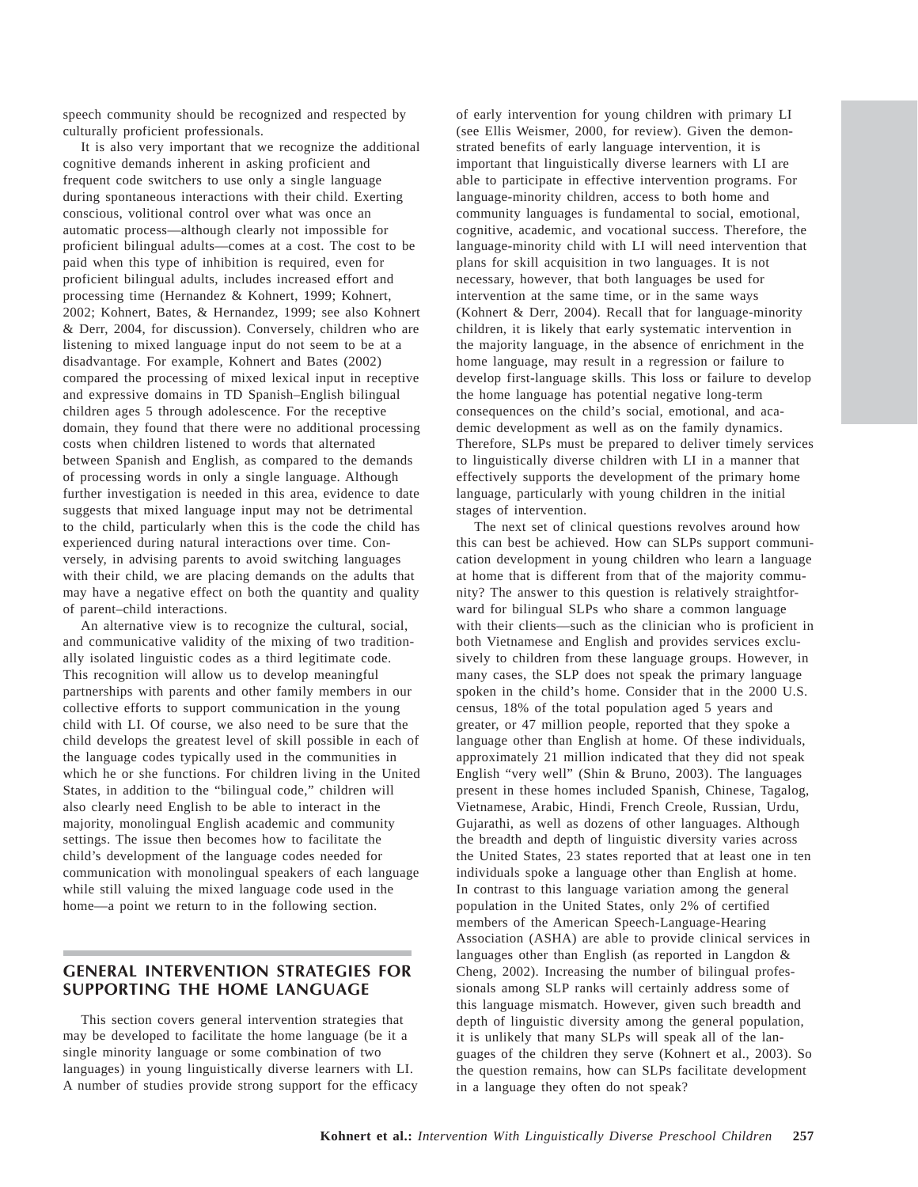speech community should be recognized and respected by culturally proficient professionals.

It is also very important that we recognize the additional cognitive demands inherent in asking proficient and frequent code switchers to use only a single language during spontaneous interactions with their child. Exerting conscious, volitional control over what was once an automatic process—although clearly not impossible for proficient bilingual adults—comes at a cost. The cost to be paid when this type of inhibition is required, even for proficient bilingual adults, includes increased effort and processing time (Hernandez & Kohnert, 1999; Kohnert, 2002; Kohnert, Bates, & Hernandez, 1999; see also Kohnert & Derr, 2004, for discussion). Conversely, children who are listening to mixed language input do not seem to be at a disadvantage. For example, Kohnert and Bates (2002) compared the processing of mixed lexical input in receptive and expressive domains in TD Spanish–English bilingual children ages 5 through adolescence. For the receptive domain, they found that there were no additional processing costs when children listened to words that alternated between Spanish and English, as compared to the demands of processing words in only a single language. Although further investigation is needed in this area, evidence to date suggests that mixed language input may not be detrimental to the child, particularly when this is the code the child has experienced during natural interactions over time. Conversely, in advising parents to avoid switching languages with their child, we are placing demands on the adults that may have a negative effect on both the quantity and quality of parent–child interactions.

An alternative view is to recognize the cultural, social, and communicative validity of the mixing of two traditionally isolated linguistic codes as a third legitimate code. This recognition will allow us to develop meaningful partnerships with parents and other family members in our collective efforts to support communication in the young child with LI. Of course, we also need to be sure that the child develops the greatest level of skill possible in each of the language codes typically used in the communities in which he or she functions. For children living in the United States, in addition to the "bilingual code," children will also clearly need English to be able to interact in the majority, monolingual English academic and community settings. The issue then becomes how to facilitate the child's development of the language codes needed for communication with monolingual speakers of each language while still valuing the mixed language code used in the home—a point we return to in the following section.

## GENERAL INTERVENTION STRATEGIES FOR SUPPORTING THE HOME LANGUAGE

This section covers general intervention strategies that may be developed to facilitate the home language (be it a single minority language or some combination of two languages) in young linguistically diverse learners with LI. A number of studies provide strong support for the efficacy of early intervention for young children with primary LI (see Ellis Weismer, 2000, for review). Given the demonstrated benefits of early language intervention, it is important that linguistically diverse learners with LI are able to participate in effective intervention programs. For language-minority children, access to both home and community languages is fundamental to social, emotional, cognitive, academic, and vocational success. Therefore, the language-minority child with LI will need intervention that plans for skill acquisition in two languages. It is not necessary, however, that both languages be used for intervention at the same time, or in the same ways (Kohnert & Derr, 2004). Recall that for language-minority children, it is likely that early systematic intervention in the majority language, in the absence of enrichment in the home language, may result in a regression or failure to develop first-language skills. This loss or failure to develop the home language has potential negative long-term consequences on the child's social, emotional, and academic development as well as on the family dynamics. Therefore, SLPs must be prepared to deliver timely services to linguistically diverse children with LI in a manner that effectively supports the development of the primary home language, particularly with young children in the initial stages of intervention.

The next set of clinical questions revolves around how this can best be achieved. How can SLPs support communication development in young children who learn a language at home that is different from that of the majority community? The answer to this question is relatively straightforward for bilingual SLPs who share a common language with their clients—such as the clinician who is proficient in both Vietnamese and English and provides services exclusively to children from these language groups. However, in many cases, the SLP does not speak the primary language spoken in the child's home. Consider that in the 2000 U.S. census, 18% of the total population aged 5 years and greater, or 47 million people, reported that they spoke a language other than English at home. Of these individuals, approximately 21 million indicated that they did not speak English "very well" (Shin & Bruno, 2003). The languages present in these homes included Spanish, Chinese, Tagalog, Vietnamese, Arabic, Hindi, French Creole, Russian, Urdu, Gujarathi, as well as dozens of other languages. Although the breadth and depth of linguistic diversity varies across the United States, 23 states reported that at least one in ten individuals spoke a language other than English at home. In contrast to this language variation among the general population in the United States, only 2% of certified members of the American Speech-Language-Hearing Association (ASHA) are able to provide clinical services in languages other than English (as reported in Langdon & Cheng, 2002). Increasing the number of bilingual professionals among SLP ranks will certainly address some of this language mismatch. However, given such breadth and depth of linguistic diversity among the general population, it is unlikely that many SLPs will speak all of the languages of the children they serve (Kohnert et al., 2003). So the question remains, how can SLPs facilitate development in a language they often do not speak?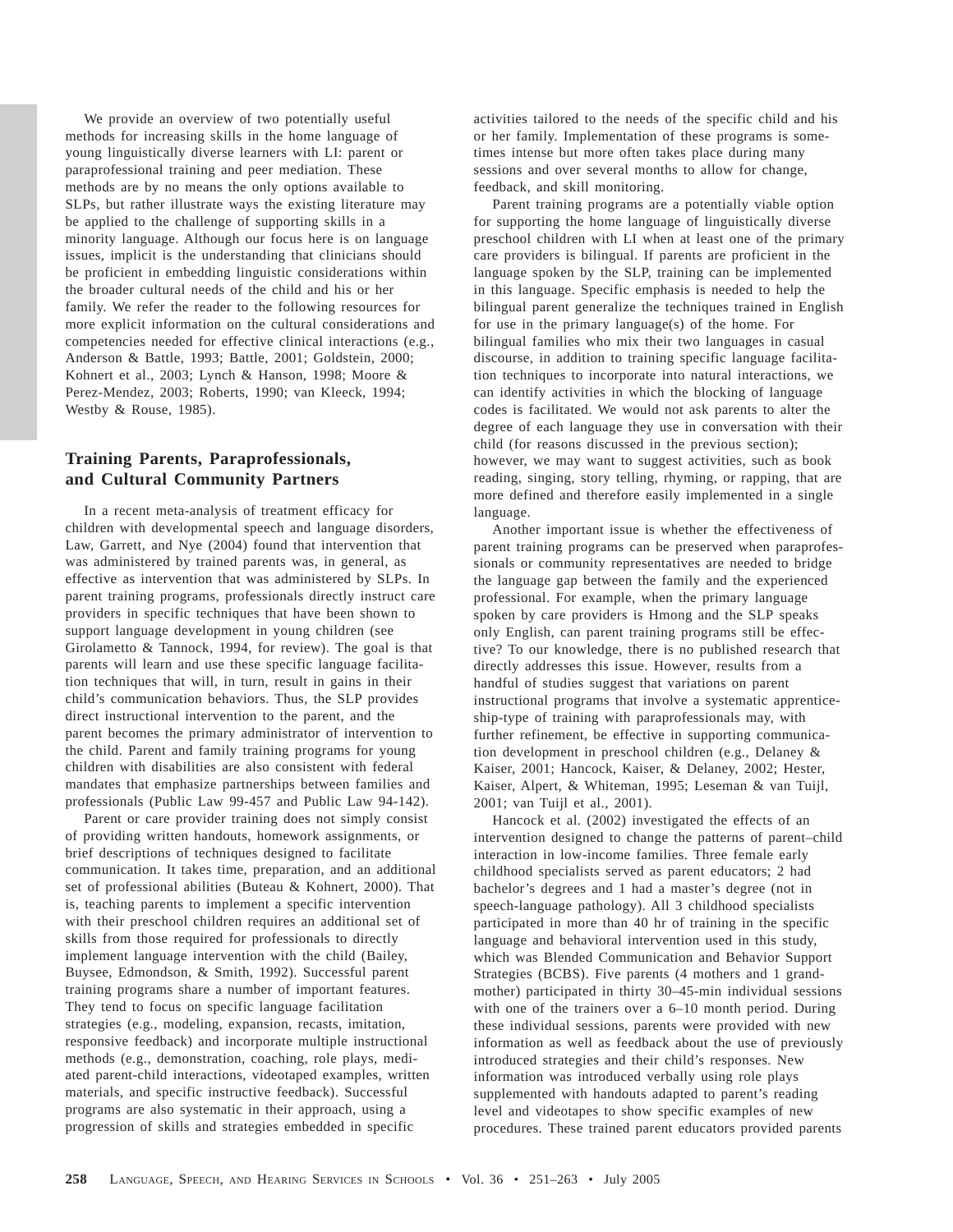We provide an overview of two potentially useful methods for increasing skills in the home language of young linguistically diverse learners with LI: parent or paraprofessional training and peer mediation. These methods are by no means the only options available to SLPs, but rather illustrate ways the existing literature may be applied to the challenge of supporting skills in a minority language. Although our focus here is on language issues, implicit is the understanding that clinicians should be proficient in embedding linguistic considerations within the broader cultural needs of the child and his or her family. We refer the reader to the following resources for more explicit information on the cultural considerations and competencies needed for effective clinical interactions (e.g., Anderson & Battle, 1993; Battle, 2001; Goldstein, 2000; Kohnert et al., 2003; Lynch & Hanson, 1998; Moore & Perez-Mendez, 2003; Roberts, 1990; van Kleeck, 1994; Westby & Rouse, 1985).

## Training Parents, Paraprofessionals, and Cultural Community Partners

In a recent meta-analysis of treatment efficacy for children with developmental speech and language disorders, Law, Garrett, and Nye (2004) found that intervention that was administered by trained parents was, in general, as effective as intervention that was administered by SLPs. In parent training programs, professionals directly instruct care providers in specific techniques that have been shown to support language development in young children (see Girolametto & Tannock, 1994, for review). The goal is that parents will learn and use these specific language facilitation techniques that will, in turn, result in gains in their child's communication behaviors. Thus, the SLP provides direct instructional intervention to the parent, and the parent becomes the primary administrator of intervention to the child. Parent and family training programs for young children with disabilities are also consistent with federal mandates that emphasize partnerships between families and professionals (Public Law 99-457 and Public Law 94-142).

Parent or care provider training does not simply consist of providing written handouts, homework assignments, or brief descriptions of techniques designed to facilitate communication. It takes time, preparation, and an additional set of professional abilities (Buteau & Kohnert, 2000). That is, teaching parents to implement a specific intervention with their preschool children requires an additional set of skills from those required for professionals to directly implement language intervention with the child (Bailey, Buysee, Edmondson, & Smith, 1992). Successful parent training programs share a number of important features. They tend to focus on specific language facilitation strategies (e.g., modeling, expansion, recasts, imitation, responsive feedback) and incorporate multiple instructional methods (e.g., demonstration, coaching, role plays, mediated parent-child interactions, videotaped examples, written materials, and specific instructive feedback). Successful programs are also systematic in their approach, using a progression of skills and strategies embedded in specific activities tailored to the needs of the specific child and his or her family. Implementation of these programs is sometimes intense but more often takes place during many sessions and over several months to allow for change, feedback, and skill monitoring.

Parent training programs are a potentially viable option for supporting the home language of linguistically diverse preschool children with LI when at least one of the primary care providers is bilingual. If parents are proficient in the language spoken by the SLP, training can be implemented in this language. Specific emphasis is needed to help the bilingual parent generalize the techniques trained in English for use in the primary language(s) of the home. For bilingual families who mix their two languages in casual discourse, in addition to training specific language facilitation techniques to incorporate into natural interactions, we can identify activities in which the blocking of language codes is facilitated. We would not ask parents to alter the degree of each language they use in conversation with their child (for reasons discussed in the previous section); however, we may want to suggest activities, such as book reading, singing, story telling, rhyming, or rapping, that are more defined and therefore easily implemented in a single language.

Another important issue is whether the effectiveness of parent training programs can be preserved when paraprofessionals or community representatives are needed to bridge the language gap between the family and the experienced professional. For example, when the primary language spoken by care providers is Hmong and the SLP speaks only English, can parent training programs still be effective? To our knowledge, there is no published research that directly addresses this issue. However, results from a handful of studies suggest that variations on parent instructional programs that involve a systematic apprenticeship-type of training with paraprofessionals may, with further refinement, be effective in supporting communication development in preschool children (e.g., Delaney & Kaiser, 2001; Hancock, Kaiser, & Delaney, 2002; Hester, Kaiser, Alpert, & Whiteman, 1995; Leseman & van Tuijl, 2001; van Tuijl et al., 2001).

Hancock et al. (2002) investigated the effects of an intervention designed to change the patterns of parent–child interaction in low-income families. Three female early childhood specialists served as parent educators; 2 had bachelor's degrees and 1 had a master's degree (not in speech-language pathology). All 3 childhood specialists participated in more than 40 hr of training in the specific language and behavioral intervention used in this study, which was Blended Communication and Behavior Support Strategies (BCBS). Five parents (4 mothers and 1 grandmother) participated in thirty 30–45-min individual sessions with one of the trainers over a 6–10 month period. During these individual sessions, parents were provided with new information as well as feedback about the use of previously introduced strategies and their child's responses. New information was introduced verbally using role plays supplemented with handouts adapted to parent's reading level and videotapes to show specific examples of new procedures. These trained parent educators provided parents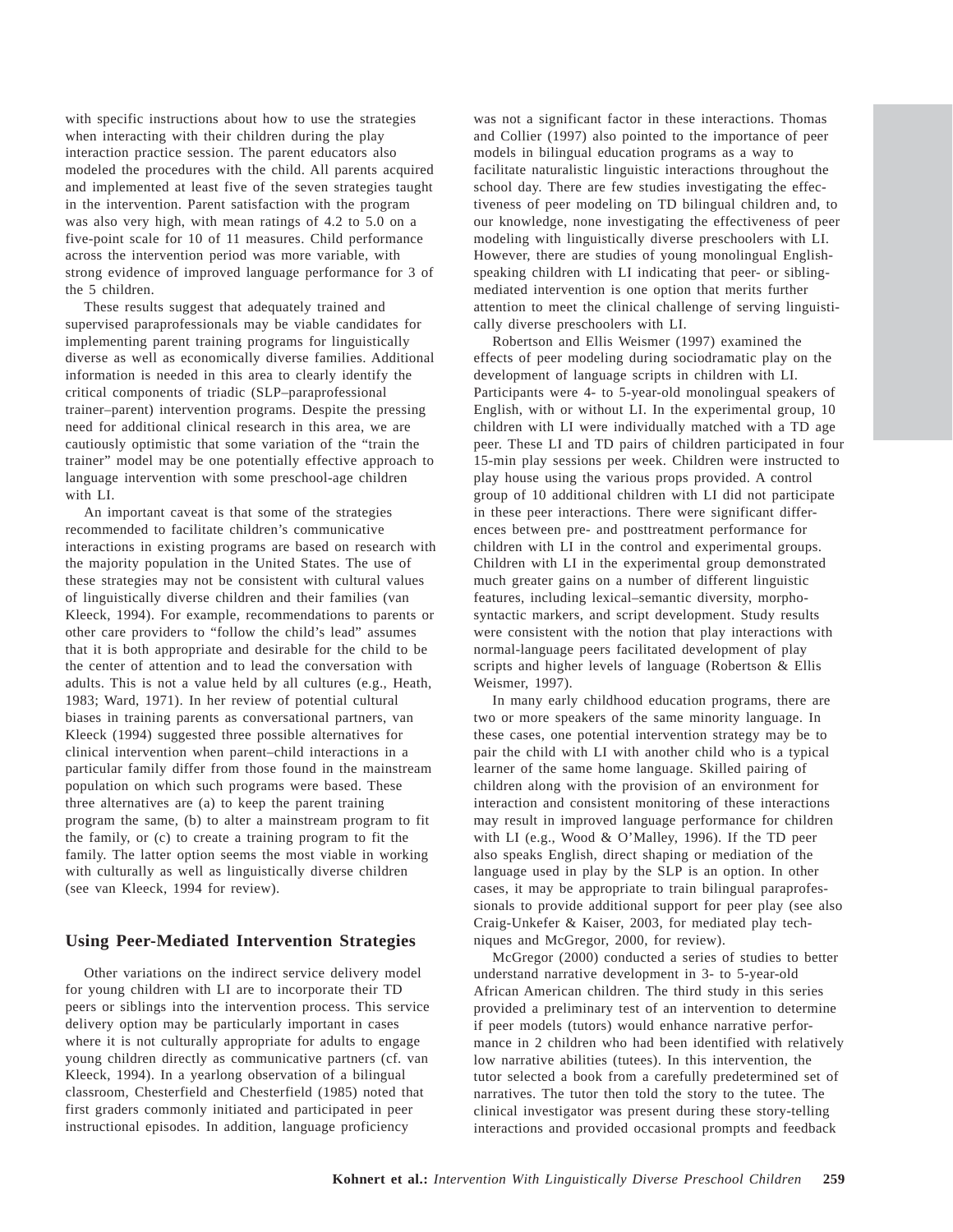with specific instructions about how to use the strategies when interacting with their children during the play interaction practice session. The parent educators also modeled the procedures with the child. All parents acquired and implemented at least five of the seven strategies taught in the intervention. Parent satisfaction with the program was also very high, with mean ratings of 4.2 to 5.0 on a five-point scale for 10 of 11 measures. Child performance across the intervention period was more variable, with strong evidence of improved language performance for 3 of the 5 children.

These results suggest that adequately trained and supervised paraprofessionals may be viable candidates for implementing parent training programs for linguistically diverse as well as economically diverse families. Additional information is needed in this area to clearly identify the critical components of triadic (SLP–paraprofessional trainer–parent) intervention programs. Despite the pressing need for additional clinical research in this area, we are cautiously optimistic that some variation of the "train the trainer" model may be one potentially effective approach to language intervention with some preschool-age children with LI.

An important caveat is that some of the strategies recommended to facilitate children's communicative interactions in existing programs are based on research with the majority population in the United States. The use of these strategies may not be consistent with cultural values of linguistically diverse children and their families (van Kleeck, 1994). For example, recommendations to parents or other care providers to "follow the child's lead" assumes that it is both appropriate and desirable for the child to be the center of attention and to lead the conversation with adults. This is not a value held by all cultures (e.g., Heath, 1983; Ward, 1971). In her review of potential cultural biases in training parents as conversational partners, van Kleeck (1994) suggested three possible alternatives for clinical intervention when parent–child interactions in a particular family differ from those found in the mainstream population on which such programs were based. These three alternatives are (a) to keep the parent training program the same, (b) to alter a mainstream program to fit the family, or (c) to create a training program to fit the family. The latter option seems the most viable in working with culturally as well as linguistically diverse children (see van Kleeck, 1994 for review).

## Using Peer-Mediated Intervention Strategies

Other variations on the indirect service delivery model for young children with LI are to incorporate their TD peers or siblings into the intervention process. This service delivery option may be particularly important in cases where it is not culturally appropriate for adults to engage young children directly as communicative partners (cf. van Kleeck, 1994). In a yearlong observation of a bilingual classroom, Chesterfield and Chesterfield (1985) noted that first graders commonly initiated and participated in peer instructional episodes. In addition, language proficiency was not a significant factor in these interactions. Thomas and Collier (1997) also pointed to the importance of peer models in bilingual education programs as a way to facilitate naturalistic linguistic interactions throughout the school day. There are few studies investigating the effectiveness of peer modeling on TD bilingual children and, to our knowledge, none investigating the effectiveness of peer modeling with linguistically diverse preschoolers with LI. However, there are studies of young monolingual English-speaking children with LI indicating that peer- or sibling-mediated intervention is one option that merits further attention to meet the clinical challenge of serving linguistically diverse preschoolers with LI.

Robertson and Ellis Weismer (1997) examined the effects of peer modeling during sociodramatic play on the development of language scripts in children with LI. Participants were 4- to 5-year-old monolingual speakers of English, with or without LI. In the experimental group, 10 children with LI were individually matched with a TD age peer. These LI and TD pairs of children participated in four 15-min play sessions per week. Children were instructed to play house using the various props provided. A control group of 10 additional children with LI did not participate in these peer interactions. There were significant differences between pre- and posttreatment performance for children with LI in the control and experimental groups. Children with LI in the experimental group demonstrated much greater gains on a number of different linguistic features, including lexical–semantic diversity, morphosyntactic markers, and script development. Study results were consistent with the notion that play interactions with normal-language peers facilitated development of play scripts and higher levels of language (Robertson & Ellis Weismer, 1997).

In many early childhood education programs, there are two or more speakers of the same minority language. In these cases, one potential intervention strategy may be to pair the child with LI with another child who is a typical learner of the same home language. Skilled pairing of children along with the provision of an environment for interaction and consistent monitoring of these interactions may result in improved language performance for children with LI (e.g., Wood & O'Malley, 1996). If the TD peer also speaks English, direct shaping or mediation of the language used in play by the SLP is an option. In other cases, it may be appropriate to train bilingual paraprofessionals to provide additional support for peer play (see also Craig-Unkefer & Kaiser, 2003, for mediated play techniques and McGregor, 2000, for review).

McGregor (2000) conducted a series of studies to better understand narrative development in 3- to 5-year-old African American children. The third study in this series provided a preliminary test of an intervention to determine if peer models (tutors) would enhance narrative performance in 2 children who had been identified with relatively low narrative abilities (tutees). In this intervention, the tutor selected a book from a carefully predetermined set of narratives. The tutor then told the story to the tutee. The clinical investigator was present during these story-telling interactions and provided occasional prompts and feedback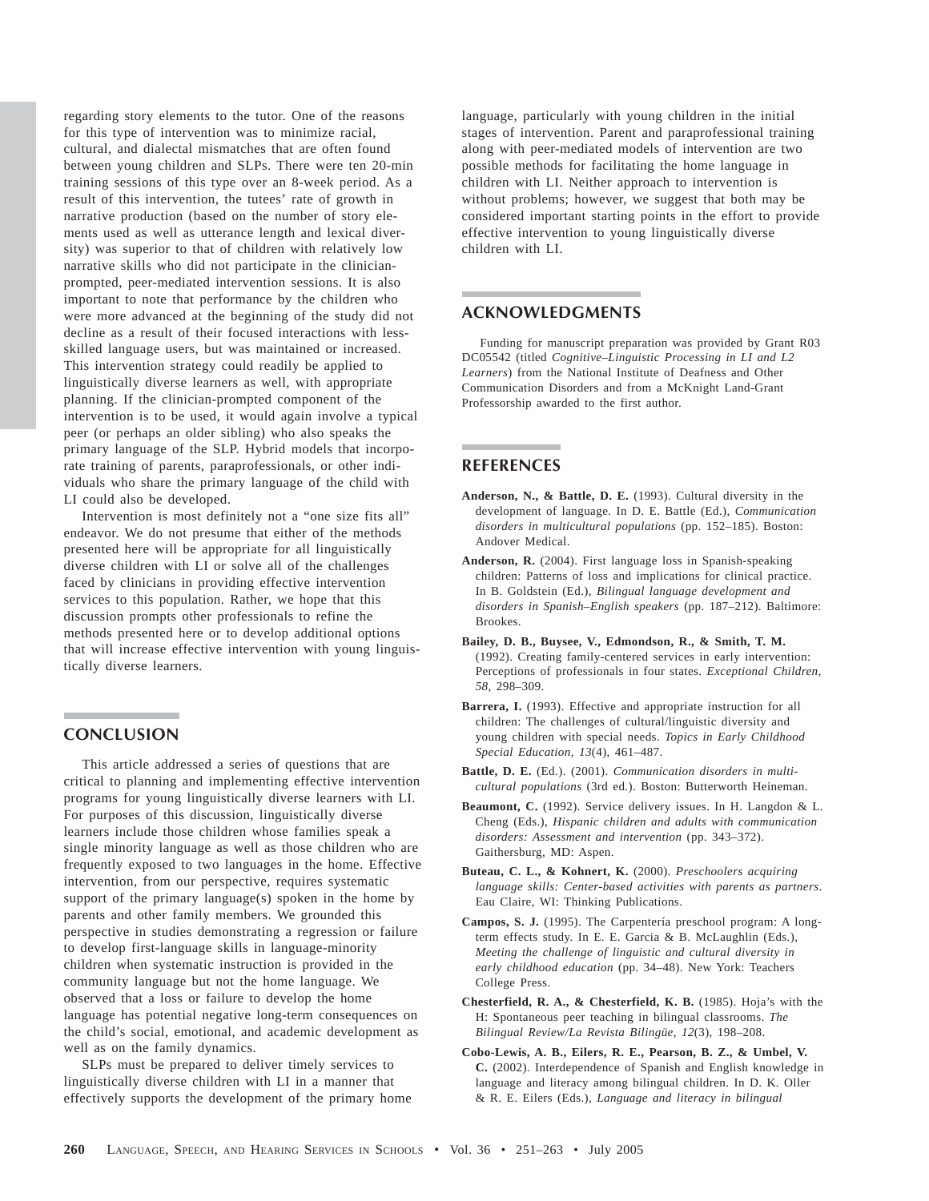regarding story elements to the tutor. One of the reasons for this type of intervention was to minimize racial, cultural, and dialectal mismatches that are often found between young children and SLPs. There were ten 20-min training sessions of this type over an 8-week period. As a result of this intervention, the tutees' rate of growth in narrative production (based on the number of story elements used as well as utterance length and lexical diversity) was superior to that of children with relatively low narrative skills who did not participate in the clinician-prompted, peer-mediated intervention sessions. It is also important to note that performance by the children who were more advanced at the beginning of the study did not decline as a result of their focused interactions with less-skilled language users, but was maintained or increased. This intervention strategy could readily be applied to linguistically diverse learners as well, with appropriate planning. If the clinician-prompted component of the intervention is to be used, it would again involve a typical peer (or perhaps an older sibling) who also speaks the primary language of the SLP. Hybrid models that incorporate training of parents, paraprofessionals, or other individuals who share the primary language of the child with LI could also be developed.

Intervention is most definitely not a "one size fits all" endeavor. We do not presume that either of the methods presented here will be appropriate for all linguistically diverse children with LI or solve all of the challenges faced by clinicians in providing effective intervention services to this population. Rather, we hope that this discussion prompts other professionals to refine the methods presented here or to develop additional options that will increase effective intervention with young linguistically diverse learners.

## CONCLUSION

This article addressed a series of questions that are critical to planning and implementing effective intervention programs for young linguistically diverse learners with LI. For purposes of this discussion, linguistically diverse learners include those children whose families speak a single minority language as well as those children who are frequently exposed to two languages in the home. Effective intervention, from our perspective, requires systematic support of the primary language(s) spoken in the home by parents and other family members. We grounded this perspective in studies demonstrating a regression or failure to develop first-language skills in language-minority children when systematic instruction is provided in the community language but not the home language. We observed that a loss or failure to develop the home language has potential negative long-term consequences on the child's social, emotional, and academic development as well as on the family dynamics.

SLPs must be prepared to deliver timely services to linguistically diverse children with LI in a manner that effectively supports the development of the primary home language, particularly with young children in the initial stages of intervention. Parent and paraprofessional training along with peer-mediated models of intervention are two possible methods for facilitating the home language in children with LI. Neither approach to intervention is without problems; however, we suggest that both may be considered important starting points in the effort to provide effective intervention to young linguistically diverse children with LI.

## ACKNOWLEDGMENTS

Funding for manuscript preparation was provided by Grant R03 DC05542 (titled *Cognitive–Linguistic Processing in LI and L2 Learners*) from the National Institute of Deafness and Other Communication Disorders and from a McKnight Land-Grant Professorship awarded to the first author.

## REFERENCES

**Anderson, N., & Battle, D. E.** (1993). Cultural diversity in the development of language. In D. E. Battle (Ed.), *Communication disorders in multicultural populations* (pp. 152–185). Boston: Andover Medical.

**Anderson, R.** (2004). First language loss in Spanish-speaking children: Patterns of loss and implications for clinical practice. In B. Goldstein (Ed.), *Bilingual language development and disorders in Spanish–English speakers* (pp. 187–212). Baltimore: Brookes.

**Bailey, D. B., Buysee, V., Edmondson, R., & Smith, T. M.** (1992). Creating family-centered services in early intervention: Perceptions of professionals in four states. *Exceptional Children, 58*, 298–309.

**Barrera, I.** (1993). Effective and appropriate instruction for all children: The challenges of cultural/linguistic diversity and young children with special needs. *Topics in Early Childhood Special Education, 13*(4), 461–487.

**Battle, D. E.** (Ed.). (2001). *Communication disorders in multicultural populations* (3rd ed.). Boston: Butterworth Heineman.

**Beaumont, C.** (1992). Service delivery issues. In H. Langdon & L. Cheng (Eds.), *Hispanic children and adults with communication disorders: Assessment and intervention* (pp. 343–372). Gaithersburg, MD: Aspen.

**Buteau, C. L., & Kohnert, K.** (2000). *Preschoolers acquiring language skills: Center-based activities with parents as partners*. Eau Claire, WI: Thinking Publications.

**Campos, S. J.** (1995). The Carpentería preschool program: A long-term effects study. In E. E. Garcia & B. McLaughlin (Eds.), *Meeting the challenge of linguistic and cultural diversity in early childhood education* (pp. 34–48). New York: Teachers College Press.

**Chesterfield, R. A., & Chesterfield, K. B.** (1985). Hoja's with the H: Spontaneous peer teaching in bilingual classrooms. *The Bilingual Review/La Revista Bilingüe, 12*(3), 198–208.

**Cobo-Lewis, A. B., Eilers, R. E., Pearson, B. Z., & Umbel, V. C.** (2002). Interdependence of Spanish and English knowledge in language and literacy among bilingual children. In D. K. Oller & R. E. Eilers (Eds.), *Language and literacy in bilingual*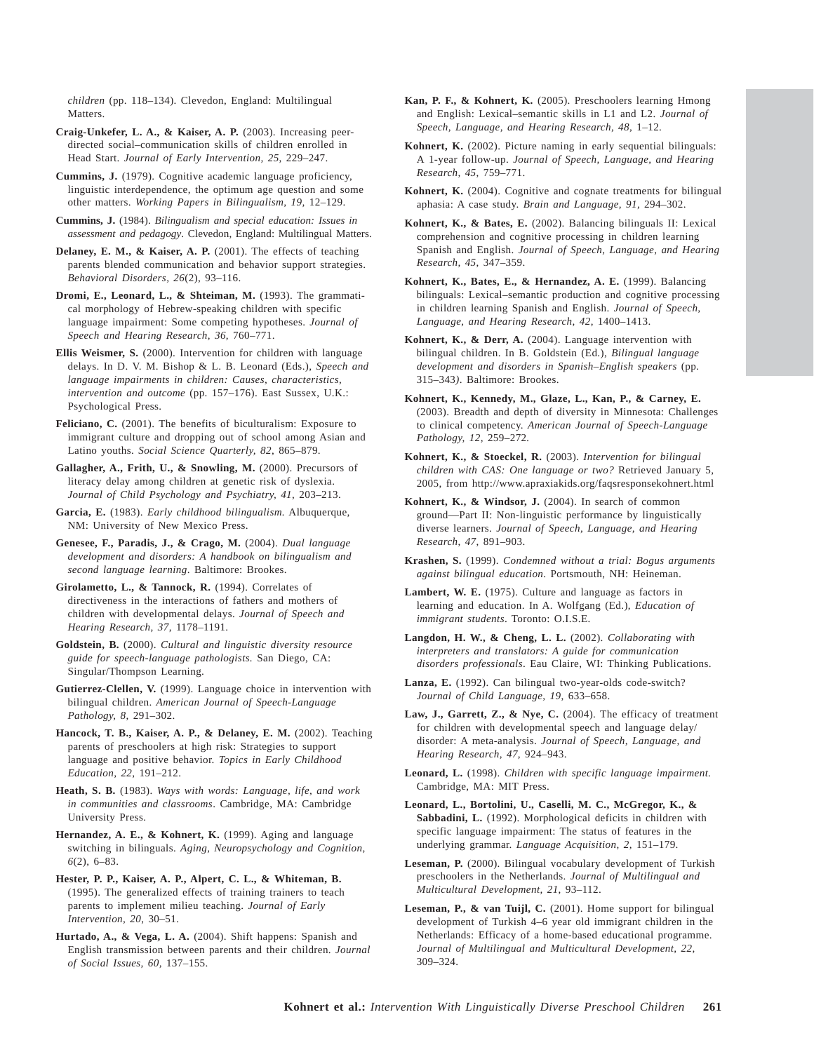*children* (pp. 118–134). Clevedon, England: Multilingual Matters.

**Craig-Unkefer, L. A., & Kaiser, A. P.** (2003). Increasing peer-directed social–communication skills of children enrolled in Head Start. *Journal of Early Intervention, 25,* 229–247.

**Cummins, J.** (1979). Cognitive academic language proficiency, linguistic interdependence, the optimum age question and some other matters. *Working Papers in Bilingualism, 19,* 12–129.

**Cummins, J.** (1984). *Bilingualism and special education: Issues in assessment and pedagogy*. Clevedon, England: Multilingual Matters.

**Delaney, E. M., & Kaiser, A. P.** (2001). The effects of teaching parents blended communication and behavior support strategies. *Behavioral Disorders, 26*(2), 93–116.

**Dromi, E., Leonard, L., & Shteiman, M.** (1993). The grammatical morphology of Hebrew-speaking children with specific language impairment: Some competing hypotheses. *Journal of Speech and Hearing Research, 36,* 760–771.

**Ellis Weismer, S.** (2000). Intervention for children with language delays. In D. V. M. Bishop & L. B. Leonard (Eds.), *Speech and language impairments in children: Causes, characteristics, intervention and outcome* (pp. 157–176). East Sussex, U.K.: Psychological Press.

**Feliciano, C.** (2001). The benefits of biculturalism: Exposure to immigrant culture and dropping out of school among Asian and Latino youths. *Social Science Quarterly, 82,* 865–879.

**Gallagher, A., Frith, U., & Snowling, M.** (2000). Precursors of literacy delay among children at genetic risk of dyslexia. *Journal of Child Psychology and Psychiatry, 41,* 203–213.

**Garcia, E.** (1983). *Early childhood bilingualism.* Albuquerque, NM: University of New Mexico Press.

**Genesee, F., Paradis, J., & Crago, M.** (2004). *Dual language development and disorders: A handbook on bilingualism and second language learning*. Baltimore: Brookes.

**Girolametto, L., & Tannock, R.** (1994). Correlates of directiveness in the interactions of fathers and mothers of children with developmental delays. *Journal of Speech and Hearing Research, 37,* 1178–1191.

**Goldstein, B.** (2000). *Cultural and linguistic diversity resource guide for speech-language pathologists.* San Diego, CA: Singular/Thompson Learning.

**Gutierrez-Clellen, V.** (1999). Language choice in intervention with bilingual children. *American Journal of Speech-Language Pathology, 8,* 291–302.

**Hancock, T. B., Kaiser, A. P., & Delaney, E. M.** (2002). Teaching parents of preschoolers at high risk: Strategies to support language and positive behavior. *Topics in Early Childhood Education, 22,* 191–212.

**Heath, S. B.** (1983). *Ways with words: Language, life, and work in communities and classrooms*. Cambridge, MA: Cambridge University Press.

**Hernandez, A. E., & Kohnert, K.** (1999). Aging and language switching in bilinguals. *Aging, Neuropsychology and Cognition, 6*(2), 6–83.

**Hester, P. P., Kaiser, A. P., Alpert, C. L., & Whiteman, B.** (1995). The generalized effects of training trainers to teach parents to implement milieu teaching. *Journal of Early Intervention, 20,* 30–51.

**Hurtado, A., & Vega, L. A.** (2004). Shift happens: Spanish and English transmission between parents and their children. *Journal of Social Issues, 60,* 137–155.

**Kan, P. F., & Kohnert, K.** (2005). Preschoolers learning Hmong and English: Lexical–semantic skills in L1 and L2. *Journal of Speech, Language, and Hearing Research, 48,* 1–12.

**Kohnert, K.** (2002). Picture naming in early sequential bilinguals: A 1-year follow-up. *Journal of Speech, Language, and Hearing Research, 45,* 759–771.

**Kohnert, K.** (2004). Cognitive and cognate treatments for bilingual aphasia: A case study. *Brain and Language, 91,* 294–302.

**Kohnert, K., & Bates, E.** (2002). Balancing bilinguals II: Lexical comprehension and cognitive processing in children learning Spanish and English. *Journal of Speech, Language, and Hearing Research, 45,* 347–359.

**Kohnert, K., Bates, E., & Hernandez, A. E.** (1999). Balancing bilinguals: Lexical–semantic production and cognitive processing in children learning Spanish and English. *Journal of Speech, Language, and Hearing Research, 42,* 1400–1413.

**Kohnert, K., & Derr, A.** (2004). Language intervention with bilingual children. In B. Goldstein (Ed.), *Bilingual language development and disorders in Spanish–English speakers* (pp. 315–343). Baltimore: Brookes.

**Kohnert, K., Kennedy, M., Glaze, L., Kan, P., & Carney, E.** (2003). Breadth and depth of diversity in Minnesota: Challenges to clinical competency. *American Journal of Speech-Language Pathology, 12,* 259–272.

**Kohnert, K., & Stoeckel, R.** (2003). *Intervention for bilingual children with CAS: One language or two?* Retrieved January 5, 2005, from http://www.apraxiakids.org/faqsresponsekohnert.html

**Kohnert, K., & Windsor, J.** (2004). In search of common ground—Part II: Non-linguistic performance by linguistically diverse learners. *Journal of Speech, Language, and Hearing Research, 47,* 891–903.

**Krashen, S.** (1999). *Condemned without a trial: Bogus arguments against bilingual education*. Portsmouth, NH: Heineman.

**Lambert, W. E.** (1975). Culture and language as factors in learning and education. In A. Wolfgang (Ed.), *Education of immigrant students*. Toronto: O.I.S.E.

**Langdon, H. W., & Cheng, L. L.** (2002). *Collaborating with interpreters and translators: A guide for communication disorders professionals*. Eau Claire, WI: Thinking Publications.

**Lanza, E.** (1992). Can bilingual two-year-olds code-switch? *Journal of Child Language, 19,* 633–658.

**Law, J., Garrett, Z., & Nye, C.** (2004). The efficacy of treatment for children with developmental speech and language delay/disorder: A meta-analysis. *Journal of Speech, Language, and Hearing Research, 47,* 924–943.

**Leonard, L.** (1998). *Children with specific language impairment.* Cambridge, MA: MIT Press.

**Leonard, L., Bortolini, U., Caselli, M. C., McGregor, K., & Sabbadini, L.** (1992). Morphological deficits in children with specific language impairment: The status of features in the underlying grammar. *Language Acquisition, 2,* 151–179.

**Leseman, P.** (2000). Bilingual vocabulary development of Turkish preschoolers in the Netherlands. *Journal of Multilingual and Multicultural Development, 21,* 93–112.

**Leseman, P., & van Tuijl, C.** (2001). Home support for bilingual development of Turkish 4–6 year old immigrant children in the Netherlands: Efficacy of a home-based educational programme. *Journal of Multilingual and Multicultural Development, 22,* 309–324.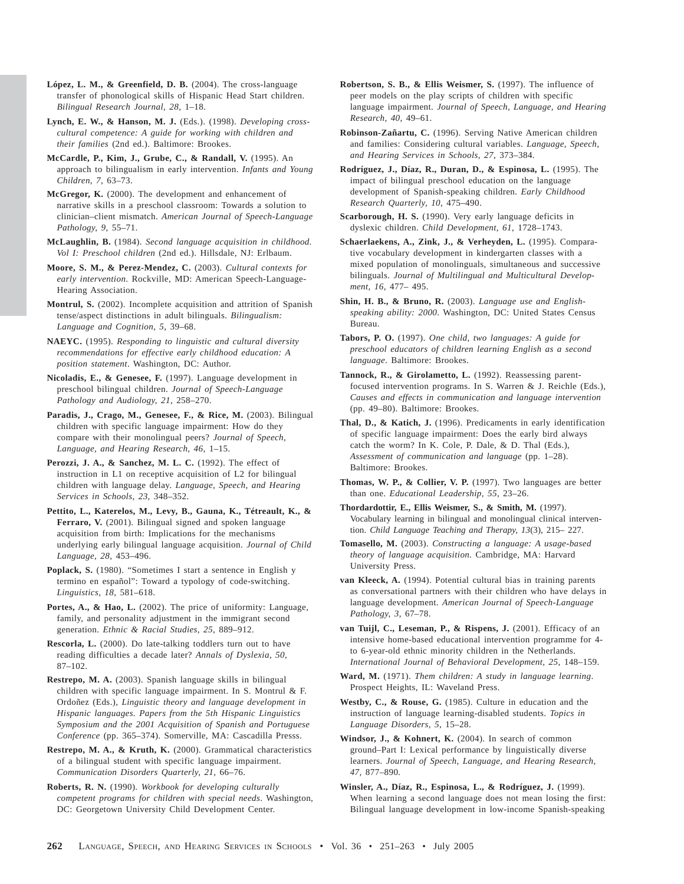**López, L. M., & Greenfield, D. B.** (2004). The cross-language transfer of phonological skills of Hispanic Head Start children. *Bilingual Research Journal, 28*, 1–18.

**Lynch, E. W., & Hanson, M. J.** (Eds.). (1998). *Developing cross-cultural competence: A guide for working with children and their families* (2nd ed.). Baltimore: Brookes.

**McCardle, P., Kim, J., Grube, C., & Randall, V.** (1995). An approach to bilingualism in early intervention. *Infants and Young Children, 7*, 63–73.

**McGregor, K.** (2000). The development and enhancement of narrative skills in a preschool classroom: Towards a solution to clinician–client mismatch. *American Journal of Speech-Language Pathology, 9*, 55–71.

**McLaughlin, B.** (1984). *Second language acquisition in childhood. Vol I: Preschool children* (2nd ed.). Hillsdale, NJ: Erlbaum.

**Moore, S. M., & Perez-Mendez, C.** (2003). *Cultural contexts for early intervention.* Rockville, MD: American Speech-Language-Hearing Association.

**Montrul, S.** (2002). Incomplete acquisition and attrition of Spanish tense/aspect distinctions in adult bilinguals. *Bilingualism: Language and Cognition, 5*, 39–68.

**NAEYC.** (1995). *Responding to linguistic and cultural diversity recommendations for effective early childhood education: A position statement*. Washington, DC: Author.

**Nicoladis, E., & Genesee, F.** (1997). Language development in preschool bilingual children. *Journal of Speech-Language Pathology and Audiology, 21*, 258–270.

**Paradis, J., Crago, M., Genesee, F., & Rice, M.** (2003). Bilingual children with specific language impairment: How do they compare with their monolingual peers? *Journal of Speech, Language, and Hearing Research, 46*, 1–15.

**Perozzi, J. A., & Sanchez, M. L. C.** (1992). The effect of instruction in L1 on receptive acquisition of L2 for bilingual children with language delay. *Language, Speech, and Hearing Services in Schools, 23*, 348–352.

**Pettito, L., Katerelos, M., Levy, B., Gauna, K., Tétreault, K., & Ferraro, V.** (2001). Bilingual signed and spoken language acquisition from birth: Implications for the mechanisms underlying early bilingual language acquisition. *Journal of Child Language, 28*, 453–496.

**Poplack, S.** (1980). "Sometimes I start a sentence in English y termino en español": Toward a typology of code-switching. *Linguistics, 18*, 581–618.

**Portes, A., & Hao, L.** (2002). The price of uniformity: Language, family, and personality adjustment in the immigrant second generation. *Ethnic & Racial Studies, 25*, 889–912.

**Rescorla, L.** (2000). Do late-talking toddlers turn out to have reading difficulties a decade later? *Annals of Dyslexia, 50*, 87–102.

**Restrepo, M. A.** (2003). Spanish language skills in bilingual children with specific language impairment. In S. Montrul & F. Ordoñez (Eds.), *Linguistic theory and language development in Hispanic languages. Papers from the 5th Hispanic Linguistics Symposium and the 2001 Acquisition of Spanish and Portuguese Conference* (pp. 365–374). Somerville, MA: Cascadilla Presss.

**Restrepo, M. A., & Kruth, K.** (2000). Grammatical characteristics of a bilingual student with specific language impairment. *Communication Disorders Quarterly, 21*, 66–76.

**Roberts, R. N.** (1990). *Workbook for developing culturally competent programs for children with special needs*. Washington, DC: Georgetown University Child Development Center.

**Robertson, S. B., & Ellis Weismer, S.** (1997). The influence of peer models on the play scripts of children with specific language impairment. *Journal of Speech, Language, and Hearing Research, 40*, 49–61.

**Robinson-Zañartu, C.** (1996). Serving Native American children and families: Considering cultural variables. *Language, Speech, and Hearing Services in Schools, 27*, 373–384.

**Rodríguez, J., Díaz, R., Duran, D., & Espinosa, L.** (1995). The impact of bilingual preschool education on the language development of Spanish-speaking children. *Early Childhood Research Quarterly, 10*, 475–490.

**Scarborough, H. S.** (1990). Very early language deficits in dyslexic children. *Child Development, 61*, 1728–1743.

**Schaerlaekens, A., Zink, J., & Verheyden, L.** (1995). Comparative vocabulary development in kindergarten classes with a mixed population of monolinguals, simultaneous and successive bilinguals. *Journal of Multilingual and Multicultural Development, 16*, 477– 495.

**Shin, H. B., & Bruno, R.** (2003). *Language use and English-speaking ability: 2000*. Washington, DC: United States Census Bureau.

**Tabors, P. O.** (1997). *One child, two languages: A guide for preschool educators of children learning English as a second language*. Baltimore: Brookes.

**Tannock, R., & Girolametto, L.** (1992). Reassessing parent-focused intervention programs. In S. Warren & J. Reichle (Eds.), *Causes and effects in communication and language intervention* (pp. 49–80). Baltimore: Brookes.

**Thal, D., & Katich, J.** (1996). Predicaments in early identification of specific language impairment: Does the early bird always catch the worm? In K. Cole, P. Dale, & D. Thal (Eds.), *Assessment of communication and language* (pp. 1–28). Baltimore: Brookes.

**Thomas, W. P., & Collier, V. P.** (1997). Two languages are better than one. *Educational Leadership, 55*, 23–26.

**Thordardottir, E., Ellis Weismer, S., & Smith, M.** (1997). Vocabulary learning in bilingual and monolingual clinical intervention. *Child Language Teaching and Therapy, 13*(3), 215– 227.

**Tomasello, M.** (2003). *Constructing a language: A usage-based theory of language acquisition.* Cambridge, MA: Harvard University Press.

**van Kleeck, A.** (1994). Potential cultural bias in training parents as conversational partners with their children who have delays in language development. *American Journal of Speech-Language Pathology, 3*, 67–78.

**van Tuijl, C., Leseman, P., & Rispens, J.** (2001). Efficacy of an intensive home-based educational intervention programme for 4- to 6-year-old ethnic minority children in the Netherlands. *International Journal of Behavioral Development, 25*, 148–159.

**Ward, M.** (1971). *Them children: A study in language learning*. Prospect Heights, IL: Waveland Press.

**Westby, C., & Rouse, G.** (1985). Culture in education and the instruction of language learning-disabled students. *Topics in Language Disorders, 5*, 15–28.

**Windsor, J., & Kohnert, K.** (2004). In search of common ground–Part I: Lexical performance by linguistically diverse learners. *Journal of Speech, Language, and Hearing Research, 47*, 877–890.

**Winsler, A., Díaz, R., Espinosa, L., & Rodríguez, J.** (1999). When learning a second language does not mean losing the first: Bilingual language development in low-income Spanish-speaking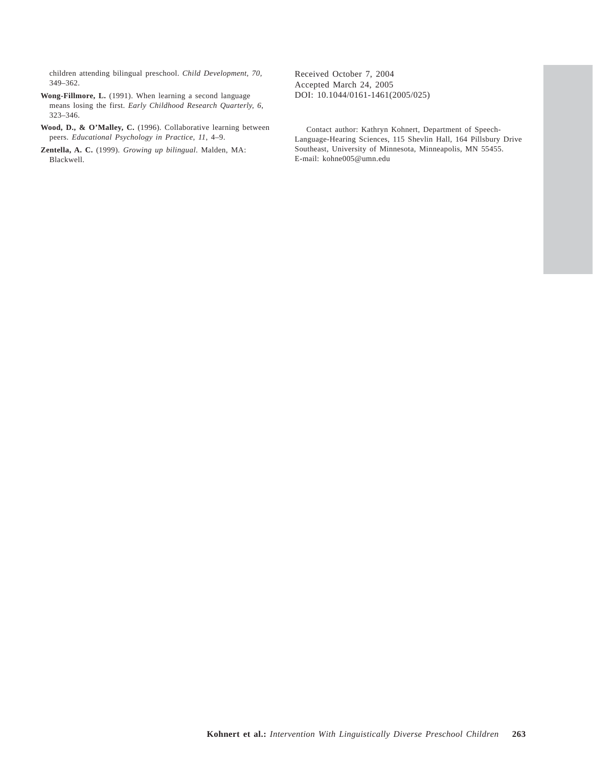children attending bilingual preschool. *Child Development, 70*, 349–362.

**Wong-Fillmore, L.** (1991). When learning a second language means losing the first. *Early Childhood Research Quarterly, 6*, 323–346.

**Wood, D., & O'Malley, C.** (1996). Collaborative learning between peers. *Educational Psychology in Practice, 11*, 4–9.

**Zentella, A. C.** (1999). *Growing up bilingual*. Malden, MA: Blackwell.

Received October 7, 2004
Accepted March 24, 2005
DOI: 10.1044/0161-1461(2005/025)

Contact author: Kathryn Kohnert, Department of Speech-Language-Hearing Sciences, 115 Shevlin Hall, 164 Pillsbury Drive Southeast, University of Minnesota, Minneapolis, MN 55455. E-mail: kohne005@umn.edu